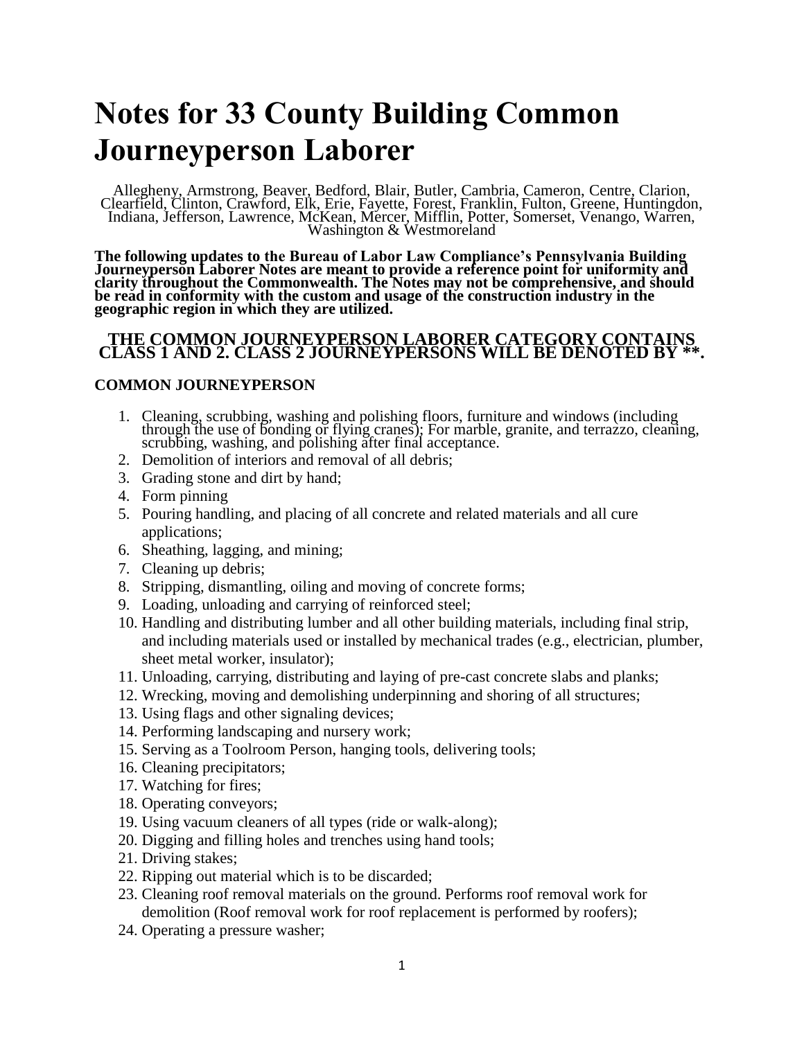# Notes for 33 County Building Common Journeyperson Laborer

Allegheny, Armstrong, Beaver, Bedford, Blair, Butler, Cambria, Cameron, Centre, Clarion, Clearfield, Clinton, Crawford, Elk, Erie, Fayette, Forest, Franklin, Fulton, Greene, Huntingdon, Indiana, Jefferson, Lawrence, McKean, Mercer, Mifflin, Potter, Somerset, Venango, Warren, Washington & Westmoreland

**The following updates to the Bureau of Labor Law Compliance's Pennsylvania Building Journeyperson Laborer Notes are meant to provide a reference point for uniformity and clarity throughout the Commonwealth. The Notes may not be comprehensive, and should be read in conformity with the custom and usage of the construction industry in the geographic region in which they are utilized.**

**THE COMMON JOURNEYPERSON LABORER CATEGORY CONTAINS CLASS 1 AND 2. CLASS 2 JOURNEYPERSONS WILL BE DENOTED BY **.**

**COMMON JOURNEYPERSON**

1. Cleaning, scrubbing, washing and polishing floors, furniture and windows (including through the use of bonding or flying cranes); For marble, granite, and terrazzo, cleaning, scrubbing, washing, and polishing after final acceptance.
2. Demolition of interiors and removal of all debris;
3. Grading stone and dirt by hand;
4. Form pinning
5. Pouring handling, and placing of all concrete and related materials and all cure applications;
6. Sheathing, lagging, and mining;
7. Cleaning up debris;
8. Stripping, dismantling, oiling and moving of concrete forms;
9. Loading, unloading and carrying of reinforced steel;
10. Handling and distributing lumber and all other building materials, including final strip, and including materials used or installed by mechanical trades (e.g., electrician, plumber, sheet metal worker, insulator);
11. Unloading, carrying, distributing and laying of pre-cast concrete slabs and planks;
12. Wrecking, moving and demolishing underpinning and shoring of all structures;
13. Using flags and other signaling devices;
14. Performing landscaping and nursery work;
15. Serving as a Toolroom Person, hanging tools, delivering tools;
16. Cleaning precipitators;
17. Watching for fires;
18. Operating conveyors;
19. Using vacuum cleaners of all types (ride or walk-along);
20. Digging and filling holes and trenches using hand tools;
21. Driving stakes;
22. Ripping out material which is to be discarded;
23. Cleaning roof removal materials on the ground. Performs roof removal work for demolition (Roof removal work for roof replacement is performed by roofers);
24. Operating a pressure washer;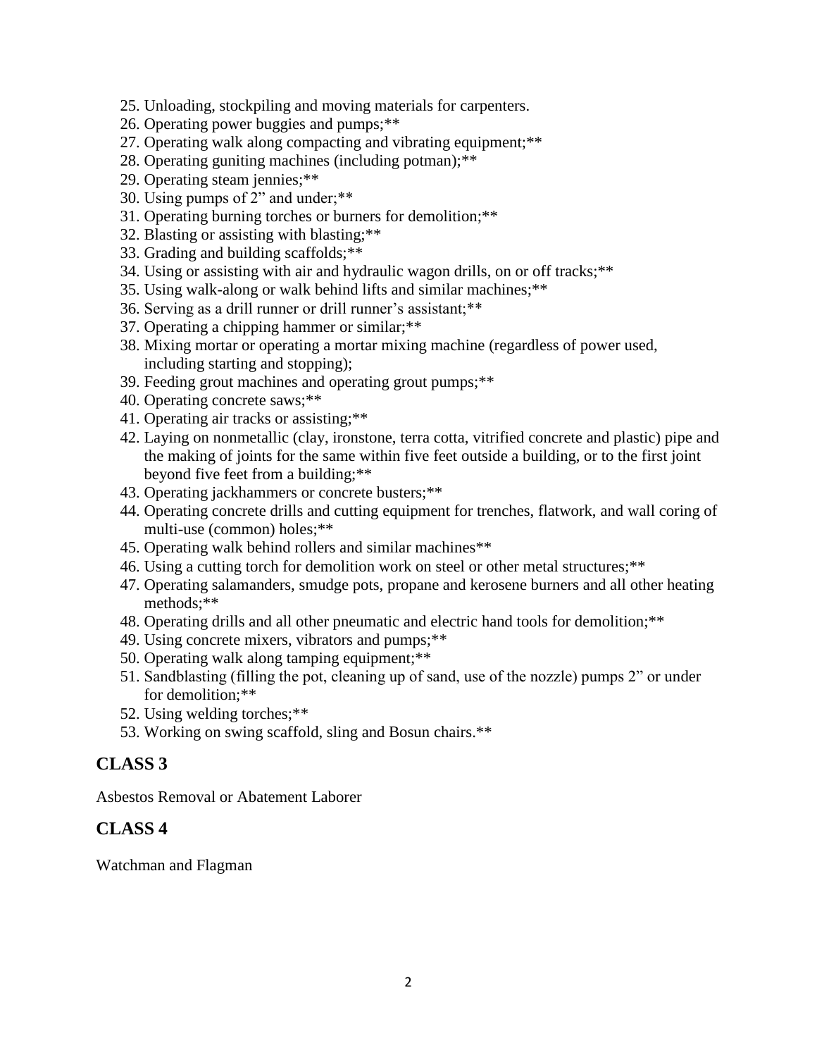25. Unloading, stockpiling and moving materials for carpenters.
26. Operating power buggies and pumps;**
27. Operating walk along compacting and vibrating equipment;**
28. Operating guniting machines (including potman);**
29. Operating steam jennies;**
30. Using pumps of 2" and under;**
31. Operating burning torches or burners for demolition;**
32. Blasting or assisting with blasting;**
33. Grading and building scaffolds;**
34. Using or assisting with air and hydraulic wagon drills, on or off tracks;**
35. Using walk-along or walk behind lifts and similar machines;**
36. Serving as a drill runner or drill runner's assistant;**
37. Operating a chipping hammer or similar;**
38. Mixing mortar or operating a mortar mixing machine (regardless of power used, including starting and stopping);
39. Feeding grout machines and operating grout pumps;**
40. Operating concrete saws;**
41. Operating air tracks or assisting;**
42. Laying on nonmetallic (clay, ironstone, terra cotta, vitrified concrete and plastic) pipe and the making of joints for the same within five feet outside a building, or to the first joint beyond five feet from a building;**
43. Operating jackhammers or concrete busters;**
44. Operating concrete drills and cutting equipment for trenches, flatwork, and wall coring of multi-use (common) holes;**
45. Operating walk behind rollers and similar machines**
46. Using a cutting torch for demolition work on steel or other metal structures;**
47. Operating salamanders, smudge pots, propane and kerosene burners and all other heating methods;**
48. Operating drills and all other pneumatic and electric hand tools for demolition;**
49. Using concrete mixers, vibrators and pumps;**
50. Operating walk along tamping equipment;**
51. Sandblasting (filling the pot, cleaning up of sand, use of the nozzle) pumps 2" or under for demolition;**
52. Using welding torches;**
53. Working on swing scaffold, sling and Bosun chairs.**

## CLASS 3

Asbestos Removal or Abatement Laborer

## CLASS 4

Watchman and Flagman